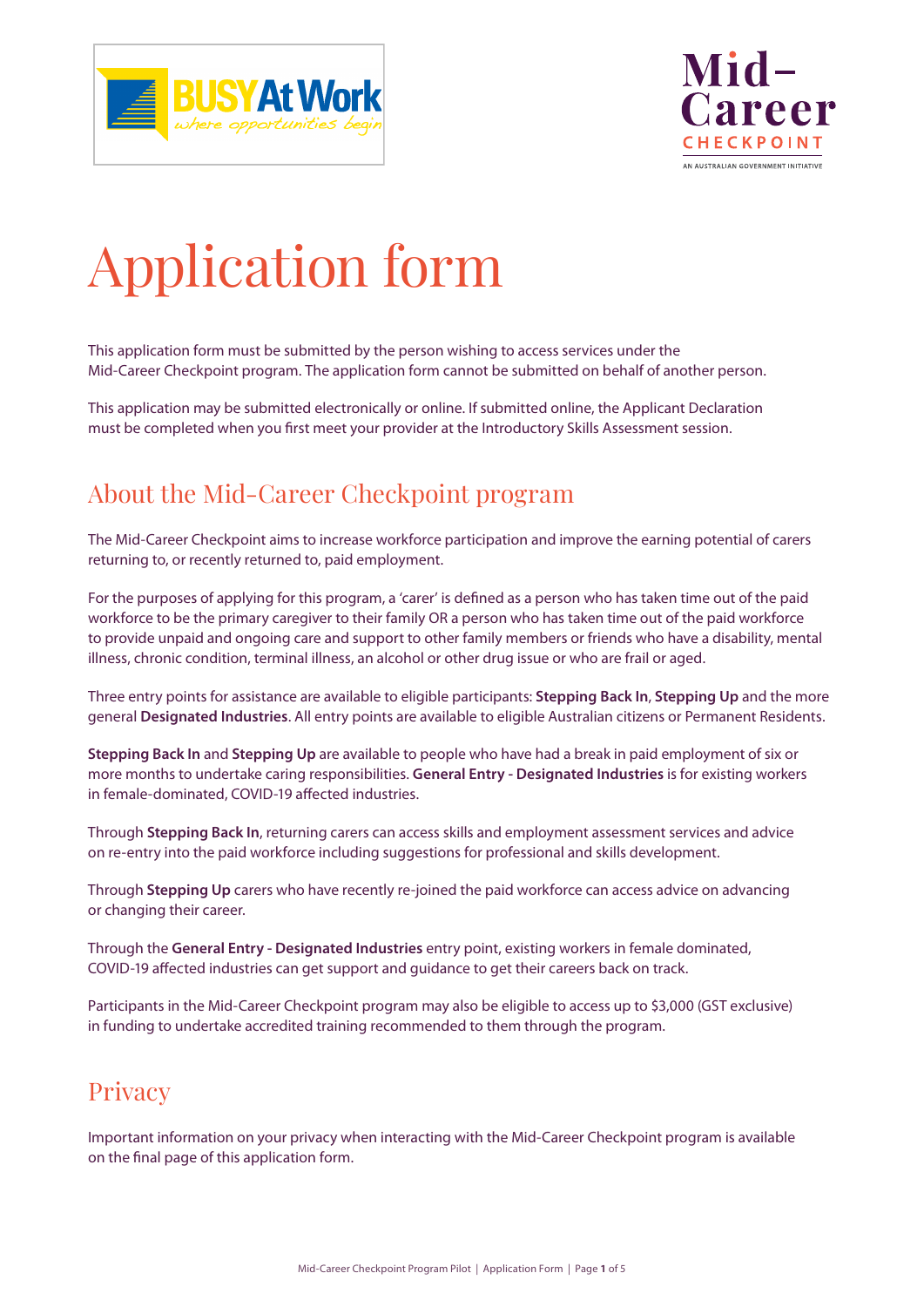# Application form

This application form must be submitted by the person wishing to access services under the Mid-Career Checkpoint program. The application form cannot be submitted on behalf of another person.

This application may be submitted electronically or online. If submitted online, the Applicant Declaration must be completed when you first meet your provider at the Introductory Skills Assessment session.

## About the Mid-Career Checkpoint program

The Mid-Career Checkpoint aims to increase workforce participation and improve the earning potential of carers returning to, or recently returned to, paid employment.

For the purposes of applying for this program, a 'carer' is defined as a person who has taken time out of the paid workforce to be the primary caregiver to their family OR a person who has taken time out of the paid workforce to provide unpaid and ongoing care and support to other family members or friends who have a disability, mental illness, chronic condition, terminal illness, an alcohol or other drug issue or who are frail or aged.

Three entry points for assistance are available to eligible participants: **Stepping Back In**, **Stepping Up** and the more general **Designated Industries**. All entry points are available to eligible Australian citizens or Permanent Residents.

**Stepping Back In** and **Stepping Up** are available to people who have had a break in paid employment of six or more months to undertake caring responsibilities. **General Entry - Designated Industries** is for existing workers in female-dominated, COVID-19 affected industries.

Through **Stepping Back In**, returning carers can access skills and employment assessment services and advice on re-entry into the paid workforce including suggestions for professional and skills development.

Through **Stepping Up** carers who have recently re-joined the paid workforce can access advice on advancing or changing their career.

Through the **General Entry - Designated Industries** entry point, existing workers in female dominated, COVID-19 affected industries can get support and guidance to get their careers back on track.

Participants in the Mid-Career Checkpoint program may also be eligible to access up to $3,000 (GST exclusive) in funding to undertake accredited training recommended to them through the program.

## Privacy

Important information on your privacy when interacting with the Mid-Career Checkpoint program is available on the final page of this application form.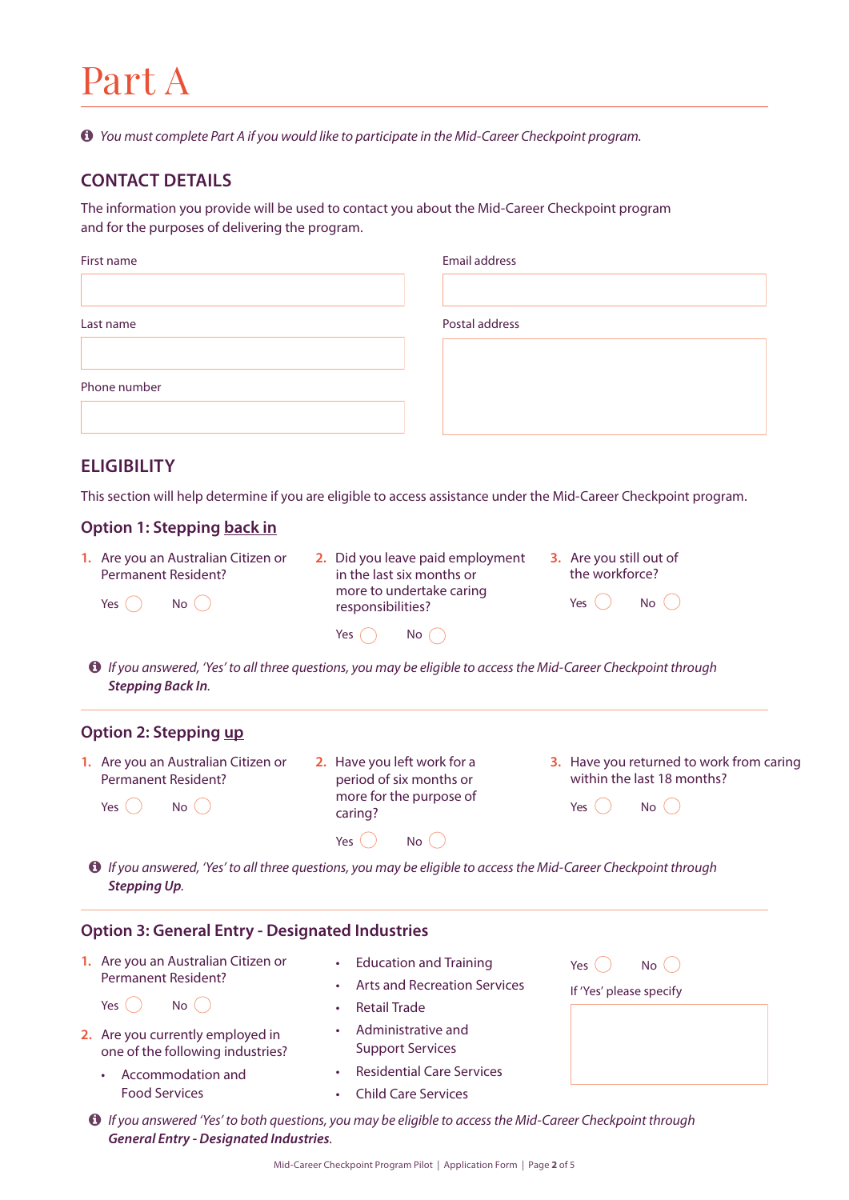# Part A

*You must complete Part A if you would like to participate in the Mid-Career Checkpoint program.*

## CONTACT DETAILS

The information you provide will be used to contact you about the Mid-Career Checkpoint program and for the purposes of delivering the program.

First name

Last name

Phone number

Email address

Postal address

## ELIGIBILITY

This section will help determine if you are eligible to access assistance under the Mid-Career Checkpoint program.

### Option 1: Stepping back in

1. Are you an Australian Citizen or Permanent Resident?

   Yes ◯ No ◯

2. Did you leave paid employment in the last six months or more to undertake caring responsibilities?

   Yes ◯ No ◯

3. Are you still out of the workforce?

   Yes ◯ No ◯

*If you answered, 'Yes' to all three questions, you may be eligible to access the Mid-Career Checkpoint through **Stepping Back In**.*

### Option 2: Stepping up

1. Are you an Australian Citizen or Permanent Resident?

   Yes ◯ No ◯

2. Have you left work for a period of six months or more for the purpose of caring?

   Yes ◯ No ◯

3. Have you returned to work from caring within the last 18 months?

   Yes ◯ No ◯

*If you answered, 'Yes' to all three questions, you may be eligible to access the Mid-Career Checkpoint through **Stepping Up**.*

### Option 3: General Entry - Designated Industries

1. Are you an Australian Citizen or Permanent Resident?

   Yes ◯ No ◯

2. Are you currently employed in one of the following industries?
   - Accommodation and Food Services
   - Education and Training
   - Arts and Recreation Services
   - Retail Trade
   - Administrative and Support Services
   - Residential Care Services
   - Child Care Services

   Yes ◯ No ◯

   If 'Yes' please specify

*If you answered 'Yes' to both questions, you may be eligible to access the Mid-Career Checkpoint through **General Entry - Designated Industries**.*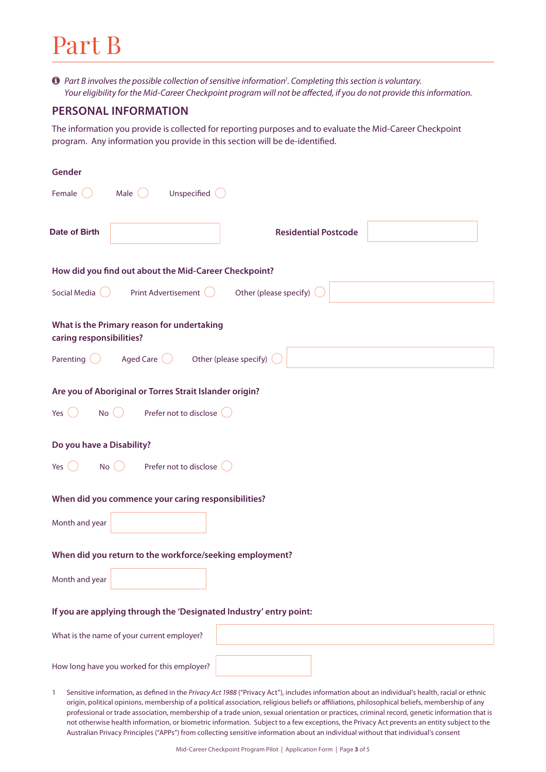# Part B

*Part B involves the possible collection of sensitive information[1]. Completing this section is voluntary. Your eligibility for the Mid-Career Checkpoint program will not be affected, if you do not provide this information.*

## PERSONAL INFORMATION

The information you provide is collected for reporting purposes and to evaluate the Mid-Career Checkpoint program. Any information you provide in this section will be de-identified.

**Gender**

Female ◯ Male ◯ Unspecified ◯

**Date of Birth** ______ **Residential Postcode** ______

**How did you find out about the Mid-Career Checkpoint?**

Social Media ◯ Print Advertisement ◯ Other (please specify) ◯ ______

**What is the Primary reason for undertaking caring responsibilities?**

Parenting ◯ Aged Care ◯ Other (please specify) ◯ ______

**Are you of Aboriginal or Torres Strait Islander origin?**

Yes ◯ No ◯ Prefer not to disclose ◯

**Do you have a Disability?**

Yes ◯ No ◯ Prefer not to disclose ◯

**When did you commence your caring responsibilities?**

Month and year ______

**When did you return to the workforce/seeking employment?**

Month and year ______

**If you are applying through the 'Designated Industry' entry point:**

What is the name of your current employer? ______

How long have you worked for this employer? ______

1 Sensitive information, as defined in the *Privacy Act 1988* ("Privacy Act"), includes information about an individual's health, racial or ethnic origin, political opinions, membership of a political association, religious beliefs or affiliations, philosophical beliefs, membership of any professional or trade association, membership of a trade union, sexual orientation or practices, criminal record, genetic information that is not otherwise health information, or biometric information. Subject to a few exceptions, the Privacy Act prevents an entity subject to the Australian Privacy Principles ("APPs") from collecting sensitive information about an individual without that individual's consent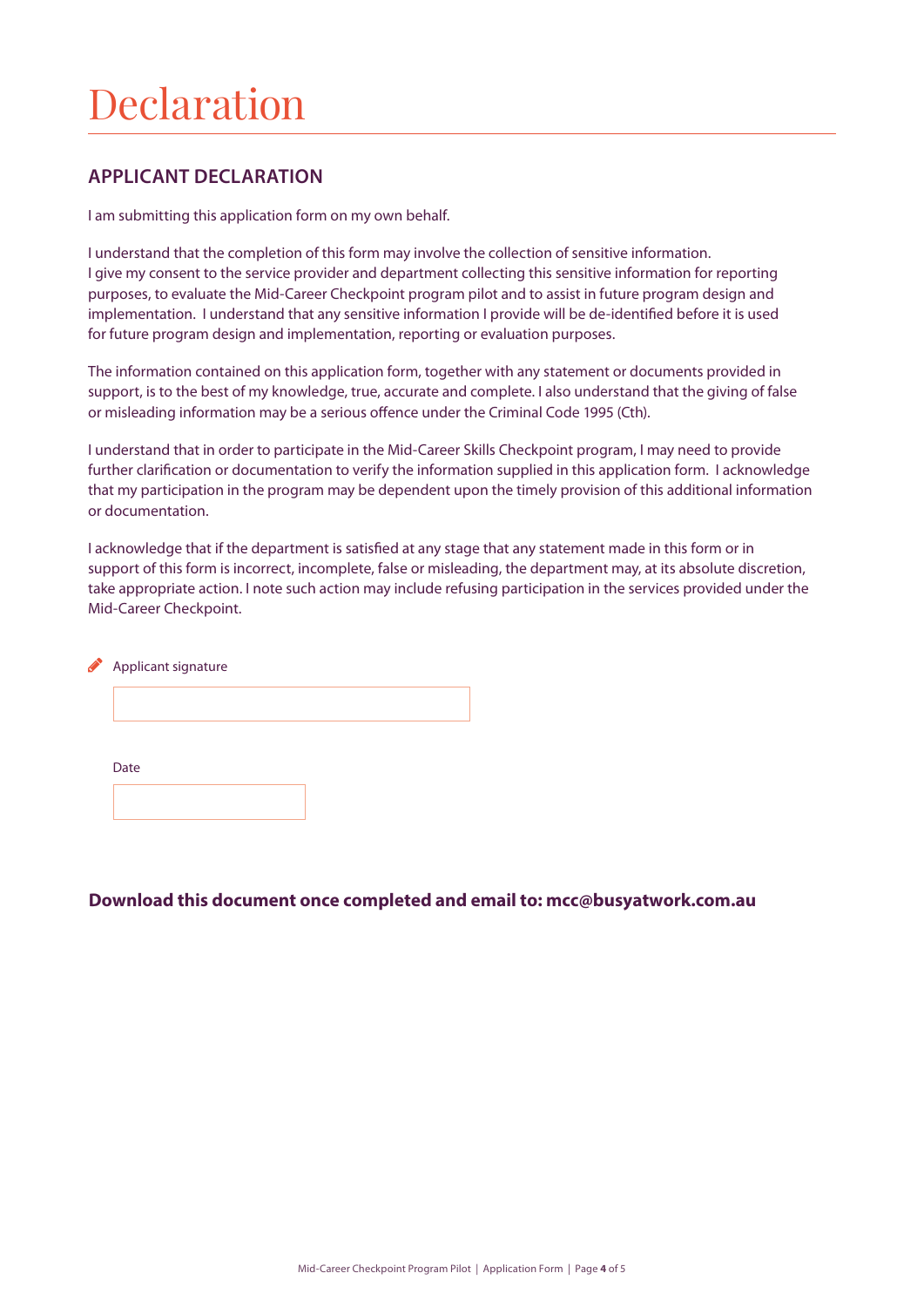# Declaration

## APPLICANT DECLARATION

I am submitting this application form on my own behalf.

I understand that the completion of this form may involve the collection of sensitive information. I give my consent to the service provider and department collecting this sensitive information for reporting purposes, to evaluate the Mid-Career Checkpoint program pilot and to assist in future program design and implementation. I understand that any sensitive information I provide will be de-identified before it is used for future program design and implementation, reporting or evaluation purposes.

The information contained on this application form, together with any statement or documents provided in support, is to the best of my knowledge, true, accurate and complete. I also understand that the giving of false or misleading information may be a serious offence under the Criminal Code 1995 (Cth).

I understand that in order to participate in the Mid-Career Skills Checkpoint program, I may need to provide further clarification or documentation to verify the information supplied in this application form. I acknowledge that my participation in the program may be dependent upon the timely provision of this additional information or documentation.

I acknowledge that if the department is satisfied at any stage that any statement made in this form or in support of this form is incorrect, incomplete, false or misleading, the department may, at its absolute discretion, take appropriate action. I note such action may include refusing participation in the services provided under the Mid-Career Checkpoint.

Applicant signature

Date

**Download this document once completed and email to: mcc@busyatwork.com.au**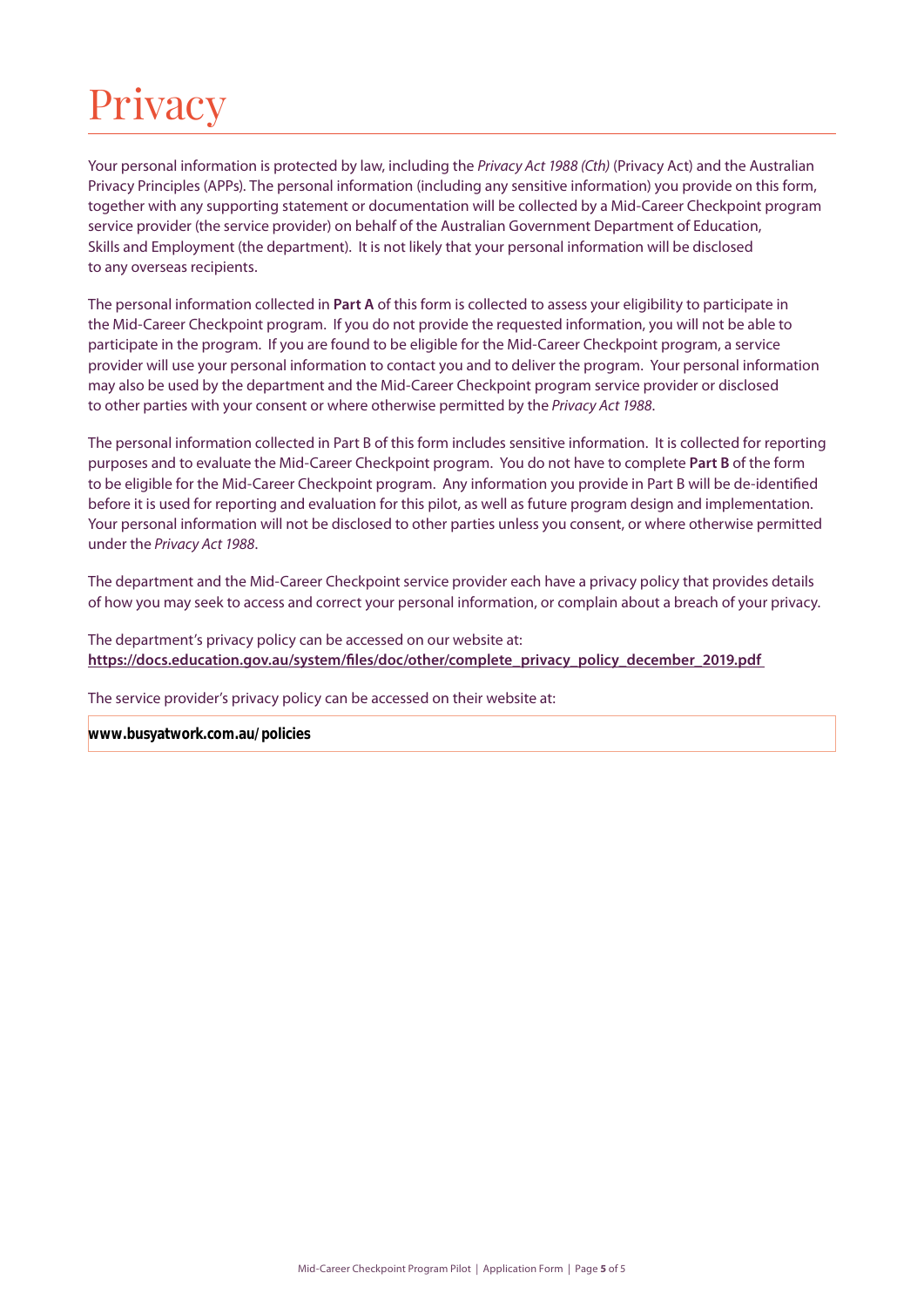# Privacy

Your personal information is protected by law, including the *Privacy Act 1988 (Cth)* (Privacy Act) and the Australian Privacy Principles (APPs). The personal information (including any sensitive information) you provide on this form, together with any supporting statement or documentation will be collected by a Mid-Career Checkpoint program service provider (the service provider) on behalf of the Australian Government Department of Education, Skills and Employment (the department). It is not likely that your personal information will be disclosed to any overseas recipients.

The personal information collected in **Part A** of this form is collected to assess your eligibility to participate in the Mid-Career Checkpoint program. If you do not provide the requested information, you will not be able to participate in the program. If you are found to be eligible for the Mid-Career Checkpoint program, a service provider will use your personal information to contact you and to deliver the program. Your personal information may also be used by the department and the Mid-Career Checkpoint program service provider or disclosed to other parties with your consent or where otherwise permitted by the *Privacy Act 1988*.

The personal information collected in Part B of this form includes sensitive information. It is collected for reporting purposes and to evaluate the Mid-Career Checkpoint program. You do not have to complete **Part B** of the form to be eligible for the Mid-Career Checkpoint program. Any information you provide in Part B will be de-identified before it is used for reporting and evaluation for this pilot, as well as future program design and implementation. Your personal information will not be disclosed to other parties unless you consent, or where otherwise permitted under the *Privacy Act 1988*.

The department and the Mid-Career Checkpoint service provider each have a privacy policy that provides details of how you may seek to access and correct your personal information, or complain about a breach of your privacy.

The department's privacy policy can be accessed on our website at:
**https://docs.education.gov.au/system/files/doc/other/complete_privacy_policy_december_2019.pdf**

The service provider's privacy policy can be accessed on their website at:

**www.busyatwork.com.au/policies**